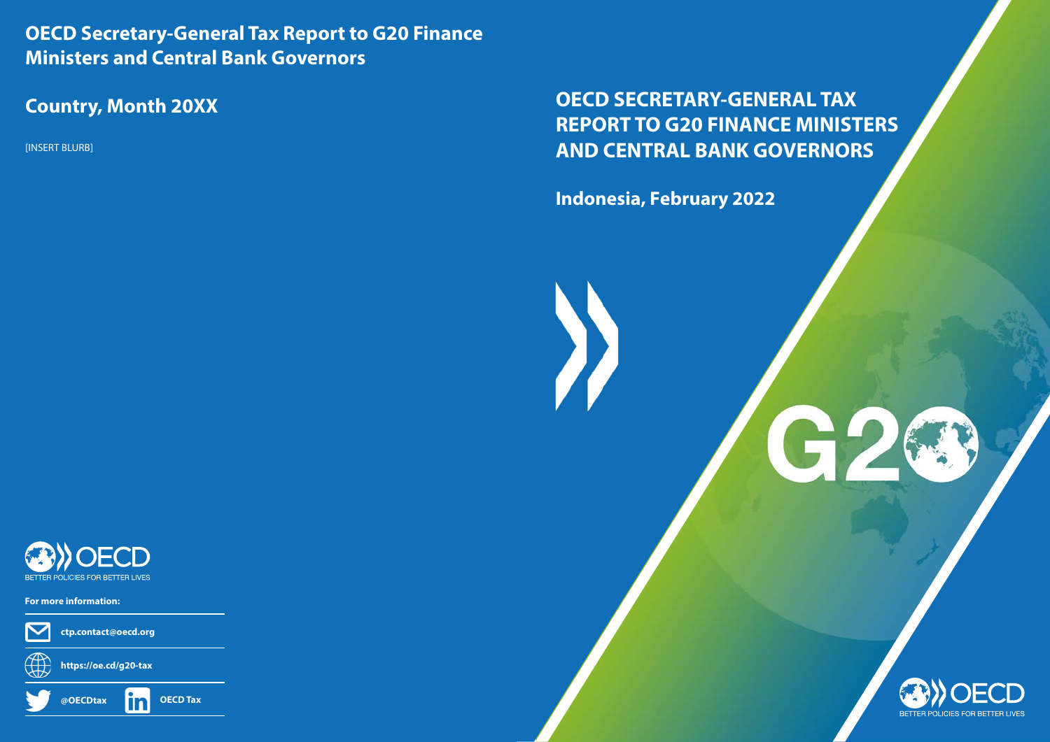# OECD SECRETARY-GENERAL TAX REPORT TO G20 FINANCE MINISTERS AND CENTRAL BANK GOVERNORS

## Indonesia, February 2022

**OECD Secretary-General Tax Report to G20 Finance Ministers and Central Bank Governors**

**Country, Month 20XX**

[INSERT BLURB]

OECD
BETTER POLICIES FOR BETTER LIVES

**For more information:**

**ctp.contact@oecd.org**

**https://oe.cd/g20-tax**

**@OECDtax**

**OECD Tax**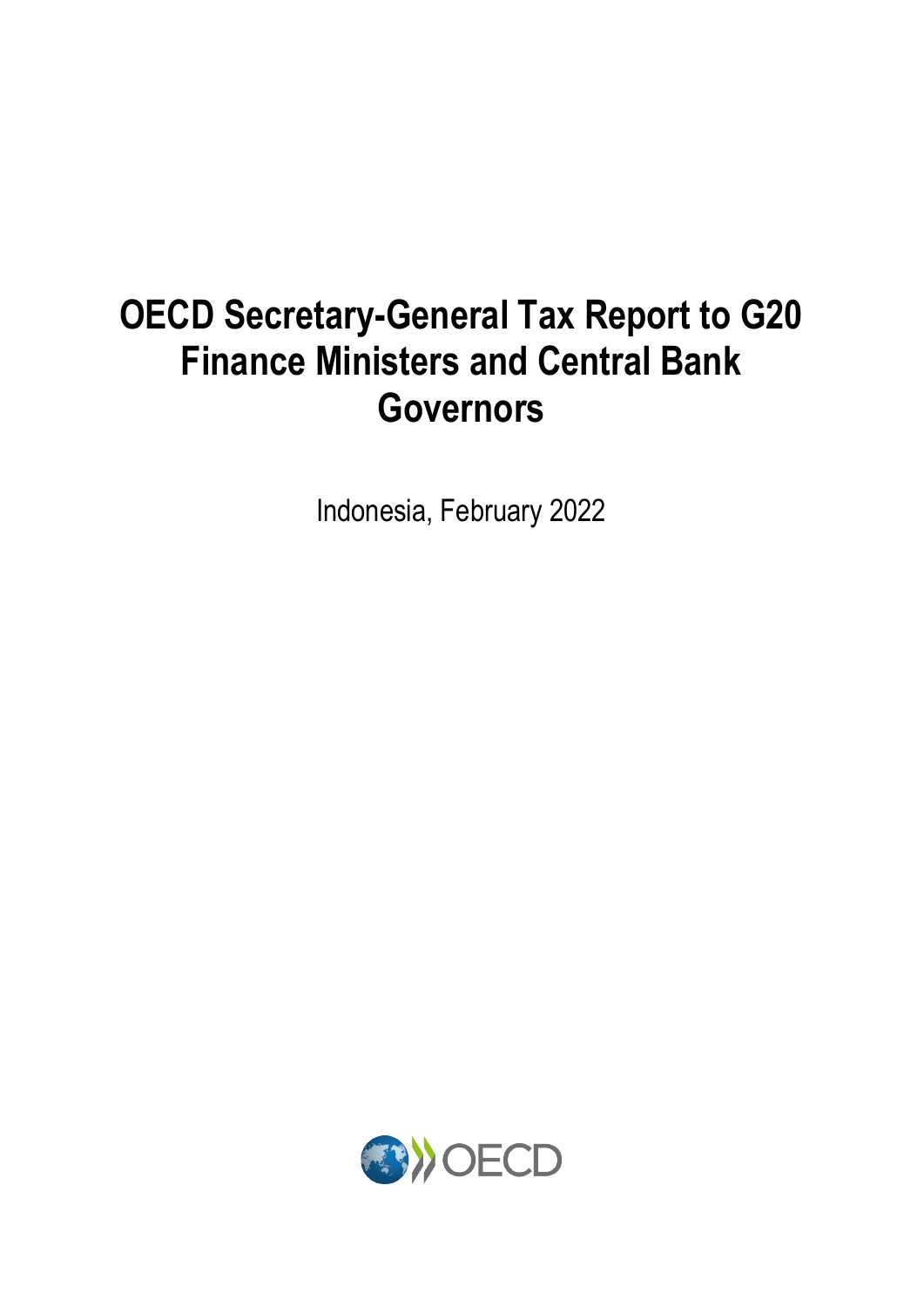# OECD Secretary-General Tax Report to G20 Finance Ministers and Central Bank Governors

Indonesia, February 2022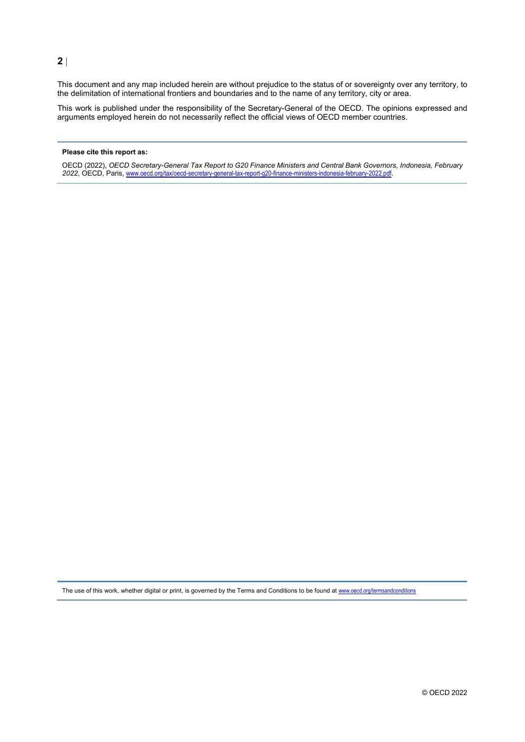This document and any map included herein are without prejudice to the status of or sovereignty over any territory, to the delimitation of international frontiers and boundaries and to the name of any territory, city or area.

This work is published under the responsibility of the Secretary-General of the OECD. The opinions expressed and arguments employed herein do not necessarily reflect the official views of OECD member countries.

**Please cite this report as:**

OECD (2022), *OECD Secretary-General Tax Report to G20 Finance Ministers and Central Bank Governors, Indonesia, February 2022*, OECD, Paris, www.oecd.org/tax/oecd-secretary-general-tax-report-g20-finance-ministers-indonesia-february-2022.pdf.

The use of this work, whether digital or print, is governed by the Terms and Conditions to be found at www.oecd.org/termsandconditions

© OECD 2022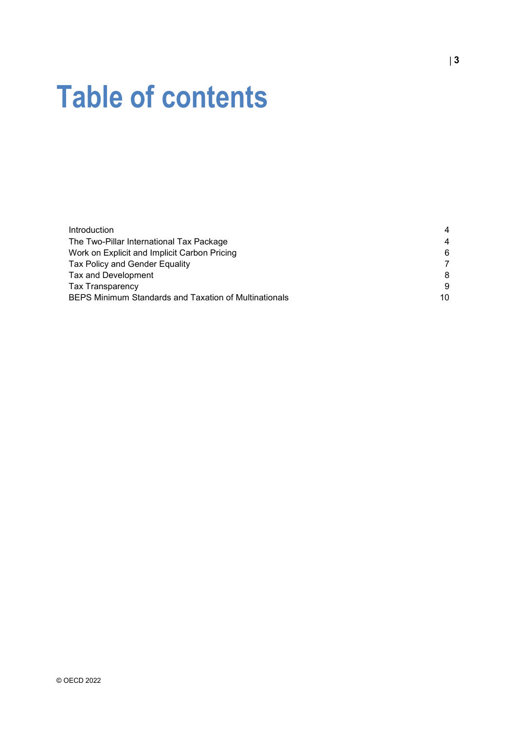# Table of contents

| | |
|---|---|
| Introduction | 4 |
| The Two-Pillar International Tax Package | 4 |
| Work on Explicit and Implicit Carbon Pricing | 6 |
| Tax Policy and Gender Equality | 7 |
| Tax and Development | 8 |
| Tax Transparency | 9 |
| BEPS Minimum Standards and Taxation of Multinationals | 10 |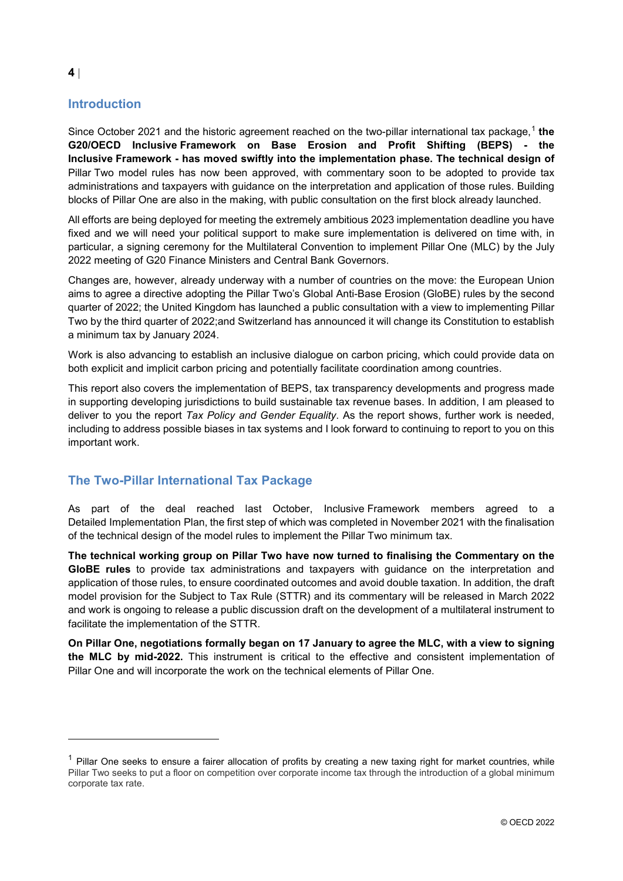## Introduction

Since October 2021 and the historic agreement reached on the two-pillar international tax package,[1] **the G20/OECD Inclusive Framework on Base Erosion and Profit Shifting (BEPS) - the Inclusive Framework - has moved swiftly into the implementation phase. The technical design of** Pillar Two model rules has now been approved, with commentary soon to be adopted to provide tax administrations and taxpayers with guidance on the interpretation and application of those rules. Building blocks of Pillar One are also in the making, with public consultation on the first block already launched.

All efforts are being deployed for meeting the extremely ambitious 2023 implementation deadline you have fixed and we will need your political support to make sure implementation is delivered on time with, in particular, a signing ceremony for the Multilateral Convention to implement Pillar One (MLC) by the July 2022 meeting of G20 Finance Ministers and Central Bank Governors.

Changes are, however, already underway with a number of countries on the move: the European Union aims to agree a directive adopting the Pillar Two's Global Anti-Base Erosion (GloBE) rules by the second quarter of 2022; the United Kingdom has launched a public consultation with a view to implementing Pillar Two by the third quarter of 2022;and Switzerland has announced it will change its Constitution to establish a minimum tax by January 2024.

Work is also advancing to establish an inclusive dialogue on carbon pricing, which could provide data on both explicit and implicit carbon pricing and potentially facilitate coordination among countries.

This report also covers the implementation of BEPS, tax transparency developments and progress made in supporting developing jurisdictions to build sustainable tax revenue bases. In addition, I am pleased to deliver to you the report *Tax Policy and Gender Equality*. As the report shows, further work is needed, including to address possible biases in tax systems and I look forward to continuing to report to you on this important work.

## The Two-Pillar International Tax Package

As part of the deal reached last October, Inclusive Framework members agreed to a Detailed Implementation Plan, the first step of which was completed in November 2021 with the finalisation of the technical design of the model rules to implement the Pillar Two minimum tax.

**The technical working group on Pillar Two have now turned to finalising the Commentary on the GloBE rules** to provide tax administrations and taxpayers with guidance on the interpretation and application of those rules, to ensure coordinated outcomes and avoid double taxation. In addition, the draft model provision for the Subject to Tax Rule (STTR) and its commentary will be released in March 2022 and work is ongoing to release a public discussion draft on the development of a multilateral instrument to facilitate the implementation of the STTR.

**On Pillar One, negotiations formally began on 17 January to agree the MLC, with a view to signing the MLC by mid-2022.** This instrument is critical to the effective and consistent implementation of Pillar One and will incorporate the work on the technical elements of Pillar One.

---

[1] Pillar One seeks to ensure a fairer allocation of profits by creating a new taxing right for market countries, while Pillar Two seeks to put a floor on competition over corporate income tax through the introduction of a global minimum corporate tax rate.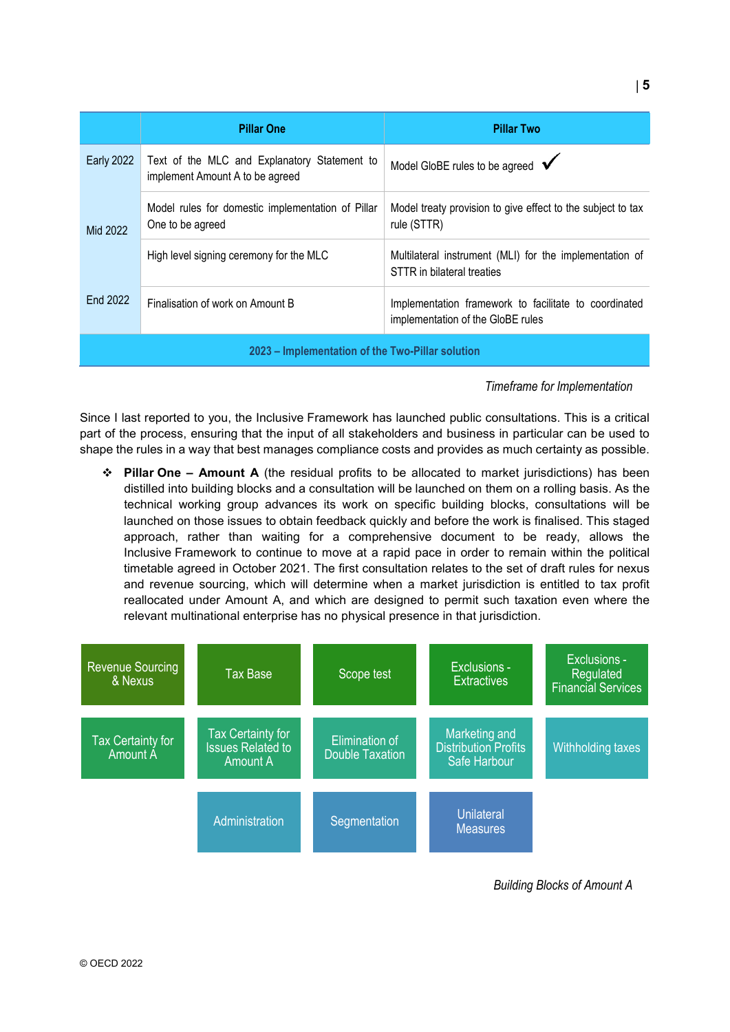| | Pillar One | Pillar Two |
|---|---|---|
| Early 2022 | Text of the MLC and Explanatory Statement to implement Amount A to be agreed | Model GloBE rules to be agreed ✓ |
| Mid 2022 | Model rules for domestic implementation of Pillar One to be agreed | Model treaty provision to give effect to the subject to tax rule (STTR) |
| | High level signing ceremony for the MLC | Multilateral instrument (MLI) for the implementation of STTR in bilateral treaties |
| End 2022 | Finalisation of work on Amount B | Implementation framework to facilitate to coordinated implementation of the GloBE rules |
| 2023 – Implementation of the Two-Pillar solution | | |

*Timeframe for Implementation*

Since I last reported to you, the Inclusive Framework has launched public consultations. This is a critical part of the process, ensuring that the input of all stakeholders and business in particular can be used to shape the rules in a way that best manages compliance costs and provides as much certainty as possible.

- **Pillar One – Amount A** (the residual profits to be allocated to market jurisdictions) has been distilled into building blocks and a consultation will be launched on them on a rolling basis. As the technical working group advances its work on specific building blocks, consultations will be launched on those issues to obtain feedback quickly and before the work is finalised. This staged approach, rather than waiting for a comprehensive document to be ready, allows the Inclusive Framework to continue to move at a rapid pace in order to remain within the political timetable agreed in October 2021. The first consultation relates to the set of draft rules for nexus and revenue sourcing, which will determine when a market jurisdiction is entitled to tax profit reallocated under Amount A, and which are designed to permit such taxation even where the relevant multinational enterprise has no physical presence in that jurisdiction.

| | | | | |
|---|---|---|---|---|
| Revenue Sourcing & Nexus | Tax Base | Scope test | Exclusions - Extractives | Exclusions - Regulated Financial Services |
| Tax Certainty for Amount A | Tax Certainty for Issues Related to Amount A | Elimination of Double Taxation | Marketing and Distribution Profits Safe Harbour | Withholding taxes |
| | Administration | Segmentation | Unilateral Measures | |

*Building Blocks of Amount A*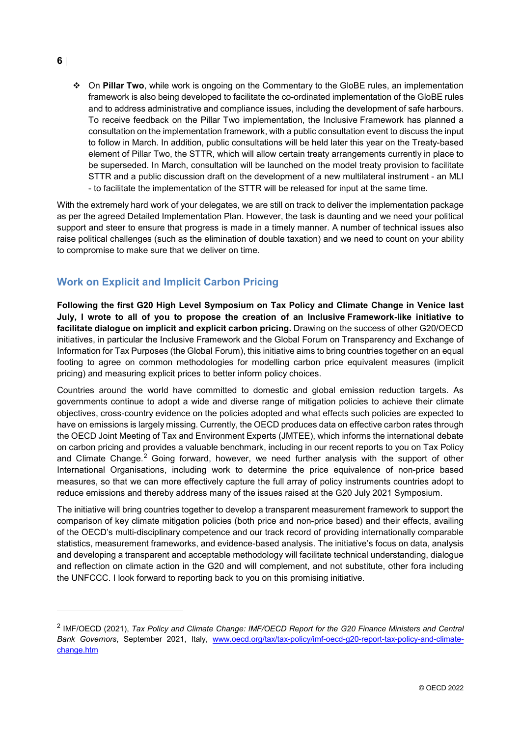- On **Pillar Two**, while work is ongoing on the Commentary to the GloBE rules, an implementation framework is also being developed to facilitate the co-ordinated implementation of the GloBE rules and to address administrative and compliance issues, including the development of safe harbours. To receive feedback on the Pillar Two implementation, the Inclusive Framework has planned a consultation on the implementation framework, with a public consultation event to discuss the input to follow in March. In addition, public consultations will be held later this year on the Treaty-based element of Pillar Two, the STTR, which will allow certain treaty arrangements currently in place to be superseded. In March, consultation will be launched on the model treaty provision to facilitate STTR and a public discussion draft on the development of a new multilateral instrument - an MLI - to facilitate the implementation of the STTR will be released for input at the same time.

With the extremely hard work of your delegates, we are still on track to deliver the implementation package as per the agreed Detailed Implementation Plan. However, the task is daunting and we need your political support and steer to ensure that progress is made in a timely manner. A number of technical issues also raise political challenges (such as the elimination of double taxation) and we need to count on your ability to compromise to make sure that we deliver on time.

## Work on Explicit and Implicit Carbon Pricing

**Following the first G20 High Level Symposium on Tax Policy and Climate Change in Venice last July, I wrote to all of you to propose the creation of an Inclusive Framework-like initiative to facilitate dialogue on implicit and explicit carbon pricing.** Drawing on the success of other G20/OECD initiatives, in particular the Inclusive Framework and the Global Forum on Transparency and Exchange of Information for Tax Purposes (the Global Forum), this initiative aims to bring countries together on an equal footing to agree on common methodologies for modelling carbon price equivalent measures (implicit pricing) and measuring explicit prices to better inform policy choices.

Countries around the world have committed to domestic and global emission reduction targets. As governments continue to adopt a wide and diverse range of mitigation policies to achieve their climate objectives, cross-country evidence on the policies adopted and what effects such policies are expected to have on emissions is largely missing. Currently, the OECD produces data on effective carbon rates through the OECD Joint Meeting of Tax and Environment Experts (JMTEE), which informs the international debate on carbon pricing and provides a valuable benchmark, including in our recent reports to you on Tax Policy and Climate Change.[2] Going forward, however, we need further analysis with the support of other International Organisations, including work to determine the price equivalence of non-price based measures, so that we can more effectively capture the full array of policy instruments countries adopt to reduce emissions and thereby address many of the issues raised at the G20 July 2021 Symposium.

The initiative will bring countries together to develop a transparent measurement framework to support the comparison of key climate mitigation policies (both price and non-price based) and their effects, availing of the OECD's multi-disciplinary competence and our track record of providing internationally comparable statistics, measurement frameworks, and evidence-based analysis. The initiative's focus on data, analysis and developing a transparent and acceptable methodology will facilitate technical understanding, dialogue and reflection on climate action in the G20 and will complement, and not substitute, other fora including the UNFCCC. I look forward to reporting back to you on this promising initiative.

---

[2] IMF/OECD (2021), *Tax Policy and Climate Change: IMF/OECD Report for the G20 Finance Ministers and Central Bank Governors*, September 2021, Italy, www.oecd.org/tax/tax-policy/imf-oecd-g20-report-tax-policy-and-climate-change.htm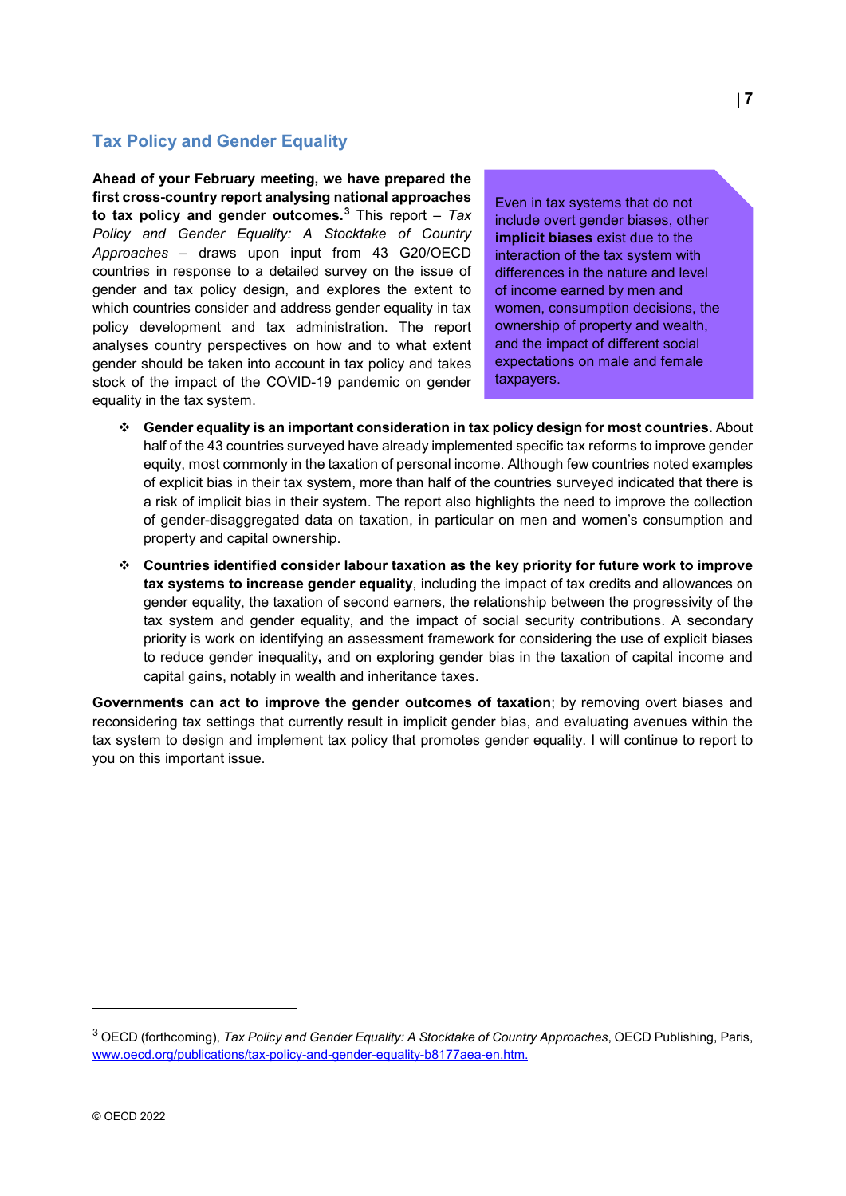## Tax Policy and Gender Equality

**Ahead of your February meeting, we have prepared the first cross-country report analysing national approaches to tax policy and gender outcomes.**[3] This report – *Tax Policy and Gender Equality: A Stocktake of Country Approaches* – draws upon input from 43 G20/OECD countries in response to a detailed survey on the issue of gender and tax policy design, and explores the extent to which countries consider and address gender equality in tax policy development and tax administration. The report analyses country perspectives on how and to what extent gender should be taken into account in tax policy and takes stock of the impact of the COVID-19 pandemic on gender equality in the tax system.

> Even in tax systems that do not include overt gender biases, other **implicit biases** exist due to the interaction of the tax system with differences in the nature and level of income earned by men and women, consumption decisions, the ownership of property and wealth, and the impact of different social expectations on male and female taxpayers.

- **Gender equality is an important consideration in tax policy design for most countries.** About half of the 43 countries surveyed have already implemented specific tax reforms to improve gender equity, most commonly in the taxation of personal income. Although few countries noted examples of explicit bias in their tax system, more than half of the countries surveyed indicated that there is a risk of implicit bias in their system. The report also highlights the need to improve the collection of gender-disaggregated data on taxation, in particular on men and women's consumption and property and capital ownership.
- **Countries identified consider labour taxation as the key priority for future work to improve tax systems to increase gender equality**, including the impact of tax credits and allowances on gender equality, the taxation of second earners, the relationship between the progressivity of the tax system and gender equality, and the impact of social security contributions. A secondary priority is work on identifying an assessment framework for considering the use of explicit biases to reduce gender inequality**,** and on exploring gender bias in the taxation of capital income and capital gains, notably in wealth and inheritance taxes.

**Governments can act to improve the gender outcomes of taxation**; by removing overt biases and reconsidering tax settings that currently result in implicit gender bias, and evaluating avenues within the tax system to design and implement tax policy that promotes gender equality. I will continue to report to you on this important issue.

---

[3] OECD (forthcoming), *Tax Policy and Gender Equality: A Stocktake of Country Approaches*, OECD Publishing, Paris, www.oecd.org/publications/tax-policy-and-gender-equality-b8177aea-en.htm.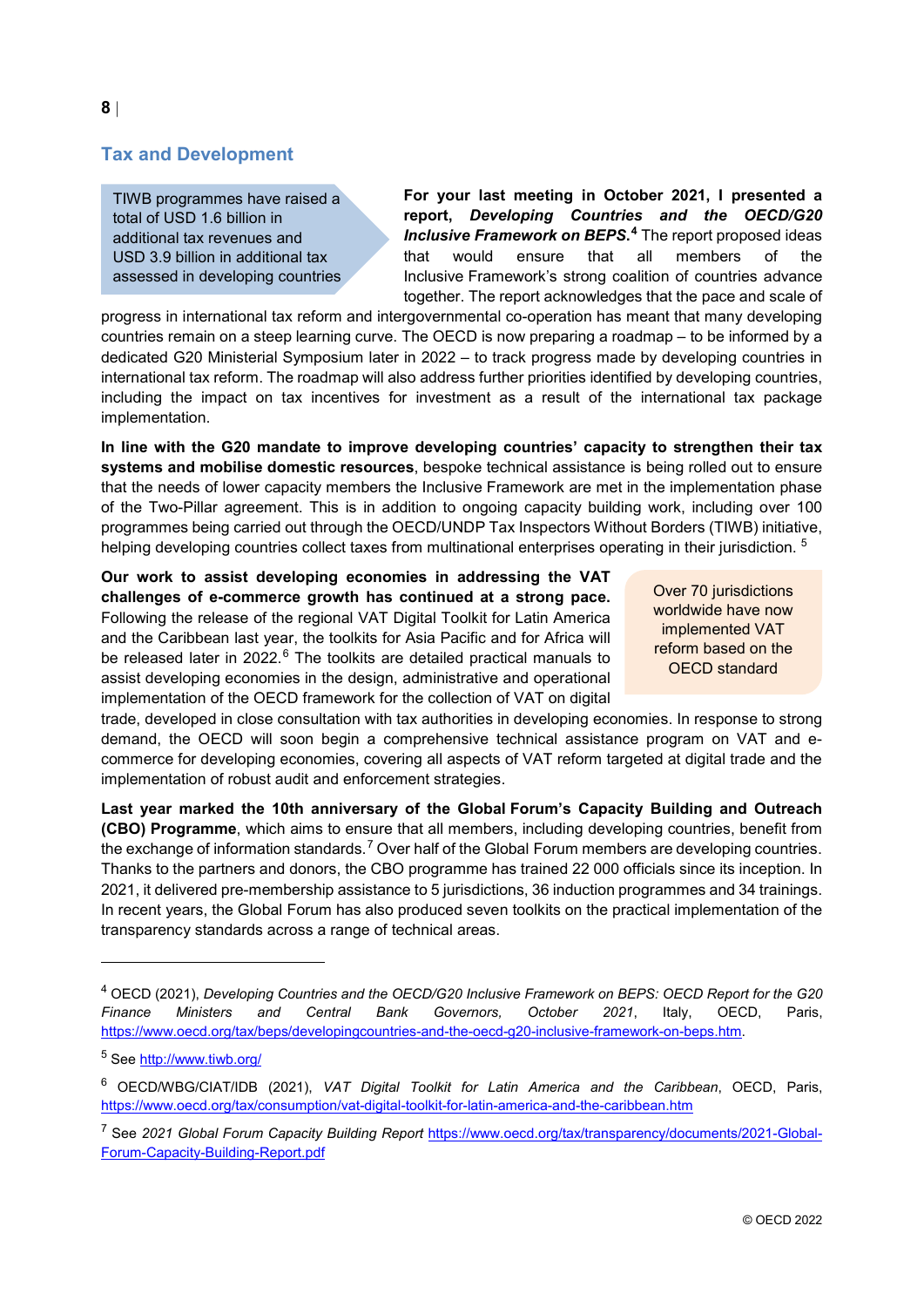## Tax and Development

> TIWB programmes have raised a total of USD 1.6 billion in additional tax revenues and USD 3.9 billion in additional tax assessed in developing countries

**For your last meeting in October 2021, I presented a report, *Developing Countries and the OECD/G20 Inclusive Framework on BEPS*.**[4] The report proposed ideas that would ensure that all members of the Inclusive Framework's strong coalition of countries advance together. The report acknowledges that the pace and scale of progress in international tax reform and intergovernmental co-operation has meant that many developing countries remain on a steep learning curve. The OECD is now preparing a roadmap – to be informed by a dedicated G20 Ministerial Symposium later in 2022 – to track progress made by developing countries in international tax reform. The roadmap will also address further priorities identified by developing countries, including the impact on tax incentives for investment as a result of the international tax package implementation.

**In line with the G20 mandate to improve developing countries' capacity to strengthen their tax systems and mobilise domestic resources**, bespoke technical assistance is being rolled out to ensure that the needs of lower capacity members the Inclusive Framework are met in the implementation phase of the Two-Pillar agreement. This is in addition to ongoing capacity building work, including over 100 programmes being carried out through the OECD/UNDP Tax Inspectors Without Borders (TIWB) initiative, helping developing countries collect taxes from multinational enterprises operating in their jurisdiction. [5]

> Over 70 jurisdictions worldwide have now implemented VAT reform based on the OECD standard

**Our work to assist developing economies in addressing the VAT challenges of e-commerce growth has continued at a strong pace.** Following the release of the regional VAT Digital Toolkit for Latin America and the Caribbean last year, the toolkits for Asia Pacific and for Africa will be released later in 2022.[6] The toolkits are detailed practical manuals to assist developing economies in the design, administrative and operational implementation of the OECD framework for the collection of VAT on digital trade, developed in close consultation with tax authorities in developing economies. In response to strong demand, the OECD will soon begin a comprehensive technical assistance program on VAT and e-commerce for developing economies, covering all aspects of VAT reform targeted at digital trade and the implementation of robust audit and enforcement strategies.

**Last year marked the 10th anniversary of the Global Forum's Capacity Building and Outreach (CBO) Programme**, which aims to ensure that all members, including developing countries, benefit from the exchange of information standards.[7] Over half of the Global Forum members are developing countries. Thanks to the partners and donors, the CBO programme has trained 22 000 officials since its inception. In 2021, it delivered pre-membership assistance to 5 jurisdictions, 36 induction programmes and 34 trainings. In recent years, the Global Forum has also produced seven toolkits on the practical implementation of the transparency standards across a range of technical areas.

---

[4] OECD (2021), *Developing Countries and the OECD/G20 Inclusive Framework on BEPS: OECD Report for the G20 Finance Ministers and Central Bank Governors, October 2021*, Italy, OECD, Paris, https://www.oecd.org/tax/beps/developingcountries-and-the-oecd-g20-inclusive-framework-on-beps.htm.

[5] See http://www.tiwb.org/

[6] OECD/WBG/CIAT/IDB (2021), *VAT Digital Toolkit for Latin America and the Caribbean*, OECD, Paris, https://www.oecd.org/tax/consumption/vat-digital-toolkit-for-latin-america-and-the-caribbean.htm

[7] See *2021 Global Forum Capacity Building Report* https://www.oecd.org/tax/transparency/documents/2021-Global-Forum-Capacity-Building-Report.pdf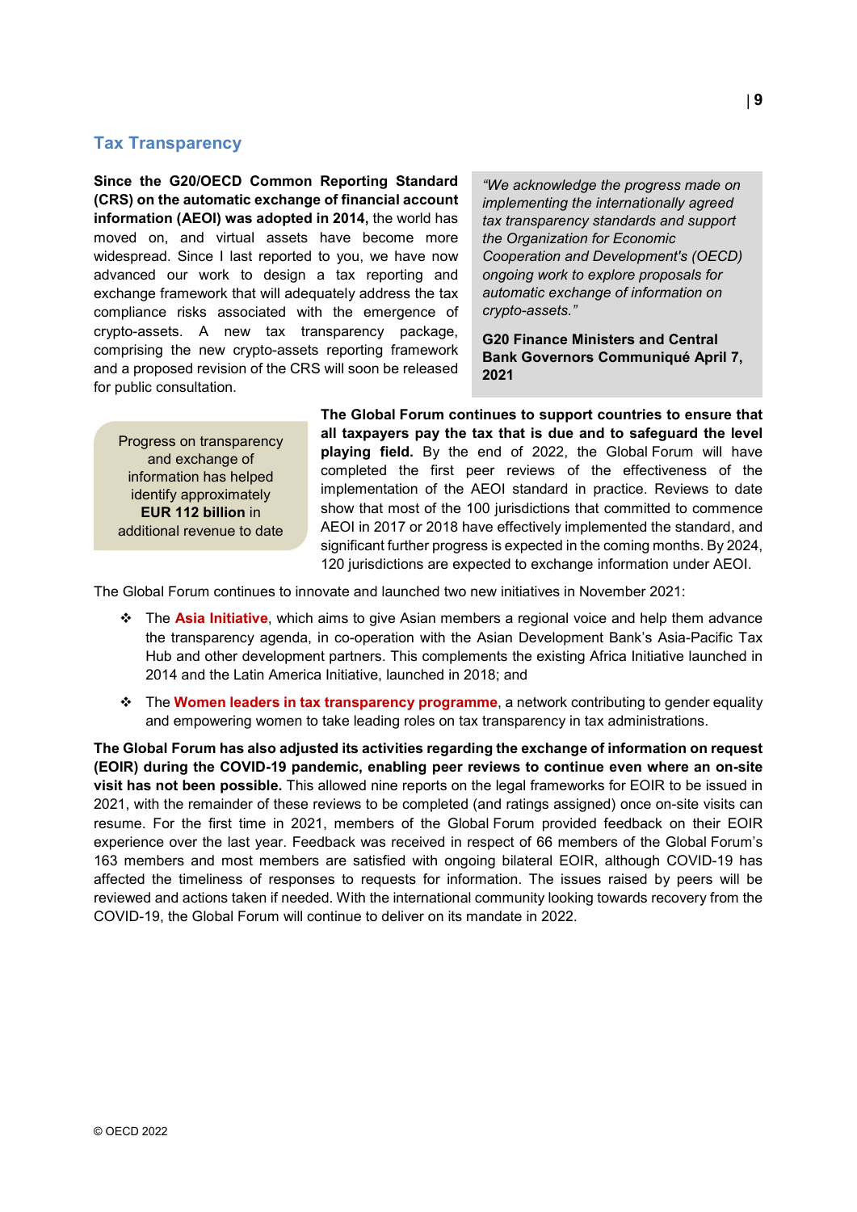## Tax Transparency

**Since the G20/OECD Common Reporting Standard (CRS) on the automatic exchange of financial account information (AEOI) was adopted in 2014,** the world has moved on, and virtual assets have become more widespread. Since I last reported to you, we have now advanced our work to design a tax reporting and exchange framework that will adequately address the tax compliance risks associated with the emergence of crypto-assets. A new tax transparency package, comprising the new crypto-assets reporting framework and a proposed revision of the CRS will soon be released for public consultation.

> *"We acknowledge the progress made on implementing the internationally agreed tax transparency standards and support the Organization for Economic Cooperation and Development's (OECD) ongoing work to explore proposals for automatic exchange of information on crypto-assets."*
>
> **G20 Finance Ministers and Central Bank Governors Communiqué April 7, 2021**

> Progress on transparency and exchange of information has helped identify approximately **EUR 112 billion** in additional revenue to date

**The Global Forum continues to support countries to ensure that all taxpayers pay the tax that is due and to safeguard the level playing field.** By the end of 2022, the Global Forum will have completed the first peer reviews of the effectiveness of the implementation of the AEOI standard in practice. Reviews to date show that most of the 100 jurisdictions that committed to commence AEOI in 2017 or 2018 have effectively implemented the standard, and significant further progress is expected in the coming months. By 2024, 120 jurisdictions are expected to exchange information under AEOI.

The Global Forum continues to innovate and launched two new initiatives in November 2021:

- The **Asia Initiative**, which aims to give Asian members a regional voice and help them advance the transparency agenda, in co-operation with the Asian Development Bank's Asia-Pacific Tax Hub and other development partners. This complements the existing Africa Initiative launched in 2014 and the Latin America Initiative, launched in 2018; and
- The **Women leaders in tax transparency programme**, a network contributing to gender equality and empowering women to take leading roles on tax transparency in tax administrations.

**The Global Forum has also adjusted its activities regarding the exchange of information on request (EOIR) during the COVID-19 pandemic, enabling peer reviews to continue even where an on-site visit has not been possible.** This allowed nine reports on the legal frameworks for EOIR to be issued in 2021, with the remainder of these reviews to be completed (and ratings assigned) once on-site visits can resume. For the first time in 2021, members of the Global Forum provided feedback on their EOIR experience over the last year. Feedback was received in respect of 66 members of the Global Forum's 163 members and most members are satisfied with ongoing bilateral EOIR, although COVID-19 has affected the timeliness of responses to requests for information. The issues raised by peers will be reviewed and actions taken if needed. With the international community looking towards recovery from the COVID-19, the Global Forum will continue to deliver on its mandate in 2022.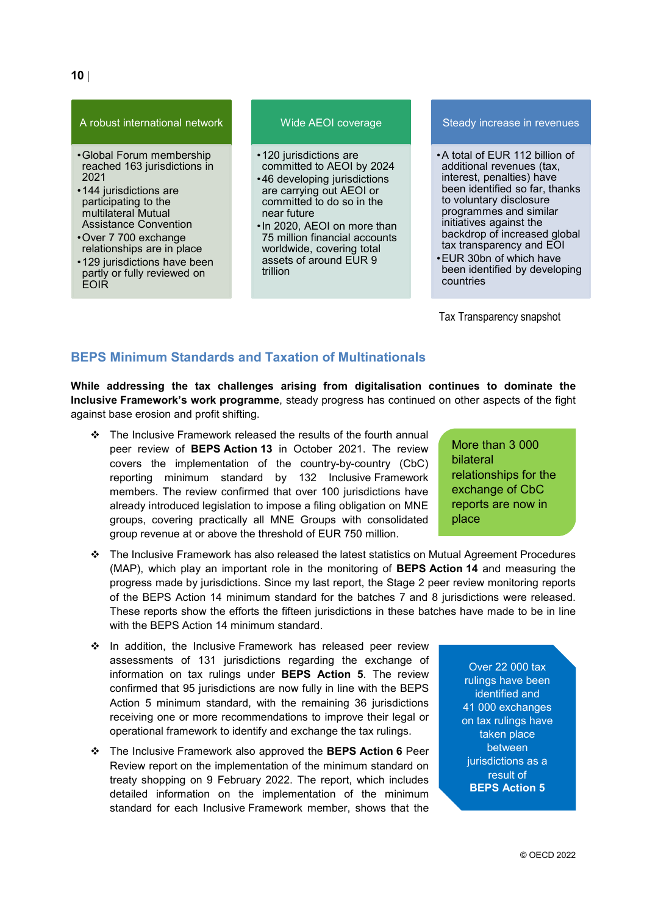| A robust international network | Wide AEOI coverage | Steady increase in revenues |
|---|---|---|
| • Global Forum membership reached 163 jurisdictions in 2021<br>• 144 jurisdictions are participating to the multilateral Mutual Assistance Convention<br>• Over 7 700 exchange relationships are in place<br>• 129 jurisdictions have been partly or fully reviewed on EOIR | • 120 jurisdictions are committed to AEOI by 2024<br>• 46 developing jurisdictions are carrying out AEOI or committed to do so in the near future<br>• In 2020, AEOI on more than 75 million financial accounts worldwide, covering total assets of around EUR 9 trillion | • A total of EUR 112 billion of additional revenues (tax, interest, penalties) have been identified so far, thanks to voluntary disclosure programmes and similar initiatives against the backdrop of increased global tax transparency and EOI<br>• EUR 30bn of which have been identified by developing countries |

Tax Transparency snapshot

## BEPS Minimum Standards and Taxation of Multinationals

**While addressing the tax challenges arising from digitalisation continues to dominate the Inclusive Framework's work programme**, steady progress has continued on other aspects of the fight against base erosion and profit shifting.

- The Inclusive Framework released the results of the fourth annual peer review of **BEPS Action 13** in October 2021. The review covers the implementation of the country-by-country (CbC) reporting minimum standard by 132 Inclusive Framework members. The review confirmed that over 100 jurisdictions have already introduced legislation to impose a filing obligation on MNE groups, covering practically all MNE Groups with consolidated group revenue at or above the threshold of EUR 750 million.

> More than 3 000 bilateral relationships for the exchange of CbC reports are now in place

- The Inclusive Framework has also released the latest statistics on Mutual Agreement Procedures (MAP), which play an important role in the monitoring of **BEPS Action 14** and measuring the progress made by jurisdictions. Since my last report, the Stage 2 peer review monitoring reports of the BEPS Action 14 minimum standard for the batches 7 and 8 jurisdictions were released. These reports show the efforts the fifteen jurisdictions in these batches have made to be in line with the BEPS Action 14 minimum standard.
- In addition, the Inclusive Framework has released peer review assessments of 131 jurisdictions regarding the exchange of information on tax rulings under **BEPS Action 5**. The review confirmed that 95 jurisdictions are now fully in line with the BEPS Action 5 minimum standard, with the remaining 36 jurisdictions receiving one or more recommendations to improve their legal or operational framework to identify and exchange the tax rulings.

> Over 22 000 tax rulings have been identified and 41 000 exchanges on tax rulings have taken place between jurisdictions as a result of **BEPS Action 5**

- The Inclusive Framework also approved the **BEPS Action 6** Peer Review report on the implementation of the minimum standard on treaty shopping on 9 February 2022. The report, which includes detailed information on the implementation of the minimum standard for each Inclusive Framework member, shows that the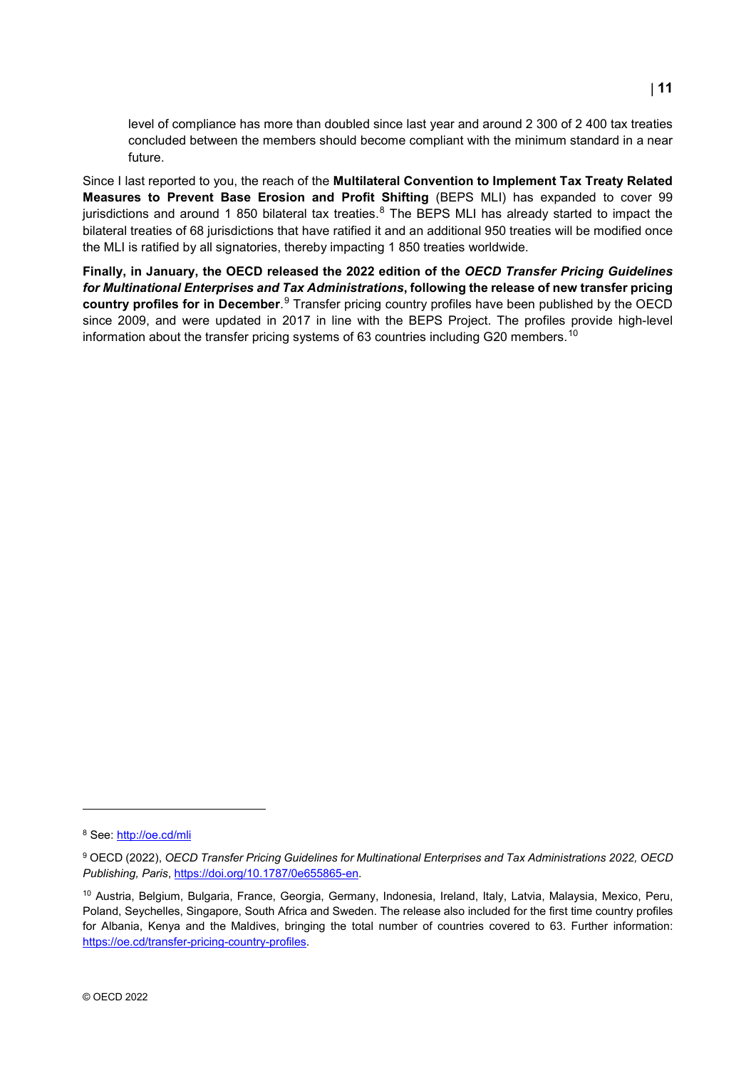level of compliance has more than doubled since last year and around 2 300 of 2 400 tax treaties concluded between the members should become compliant with the minimum standard in a near future.

Since I last reported to you, the reach of the **Multilateral Convention to Implement Tax Treaty Related Measures to Prevent Base Erosion and Profit Shifting** (BEPS MLI) has expanded to cover 99 jurisdictions and around 1 850 bilateral tax treaties.[8] The BEPS MLI has already started to impact the bilateral treaties of 68 jurisdictions that have ratified it and an additional 950 treaties will be modified once the MLI is ratified by all signatories, thereby impacting 1 850 treaties worldwide.

**Finally, in January, the OECD released the 2022 edition of the *OECD Transfer Pricing Guidelines for Multinational Enterprises and Tax Administrations*, following the release of new transfer pricing country profiles for in December**.[9] Transfer pricing country profiles have been published by the OECD since 2009, and were updated in 2017 in line with the BEPS Project. The profiles provide high-level information about the transfer pricing systems of 63 countries including G20 members.[10]

---

[8] See: http://oe.cd/mli

[9] OECD (2022), *OECD Transfer Pricing Guidelines for Multinational Enterprises and Tax Administrations 2022, OECD Publishing, Paris*, https://doi.org/10.1787/0e655865-en.

[10] Austria, Belgium, Bulgaria, France, Georgia, Germany, Indonesia, Ireland, Italy, Latvia, Malaysia, Mexico, Peru, Poland, Seychelles, Singapore, South Africa and Sweden. The release also included for the first time country profiles for Albania, Kenya and the Maldives, bringing the total number of countries covered to 63. Further information: https://oe.cd/transfer-pricing-country-profiles.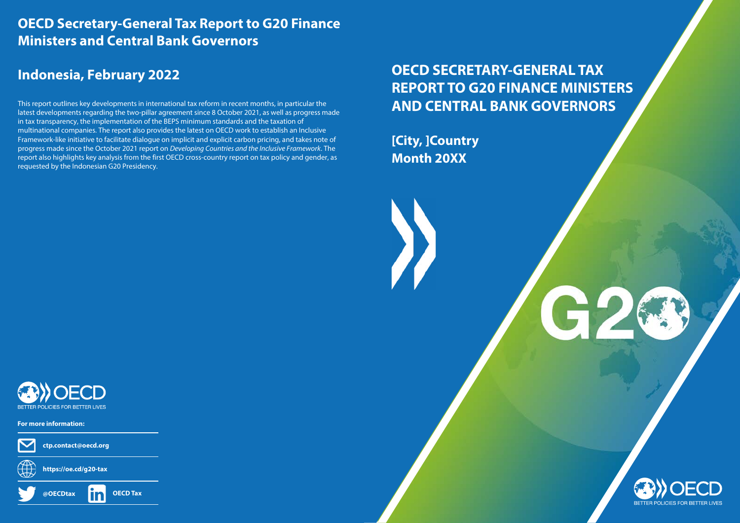# OECD Secretary-General Tax Report to G20 Finance Ministers and Central Bank Governors

## Indonesia, February 2022

This report outlines key developments in international tax reform in recent months, in particular the latest developments regarding the two-pillar agreement since 8 October 2021, as well as progress made in tax transparency, the implementation of the BEPS minimum standards and the taxation of multinational companies. The report also provides the latest on OECD work to establish an Inclusive Framework-like initiative to facilitate dialogue on implicit and explicit carbon pricing, and takes note of progress made since the October 2021 report on *Developing Countries and the Inclusive Framework*. The report also highlights key analysis from the first OECD cross-country report on tax policy and gender, as requested by the Indonesian G20 Presidency.

OECD
BETTER POLICIES FOR BETTER LIVES

**For more information:**

**ctp.contact@oecd.org**

**https://oe.cd/g20-tax**

**@OECDtax** **OECD Tax**

# OECD SECRETARY-GENERAL TAX REPORT TO G20 FINANCE MINISTERS AND CENTRAL BANK GOVERNORS

**[City, ]Country**
**Month 20XX**

G20

OECD
BETTER POLICIES FOR BETTER LIVES